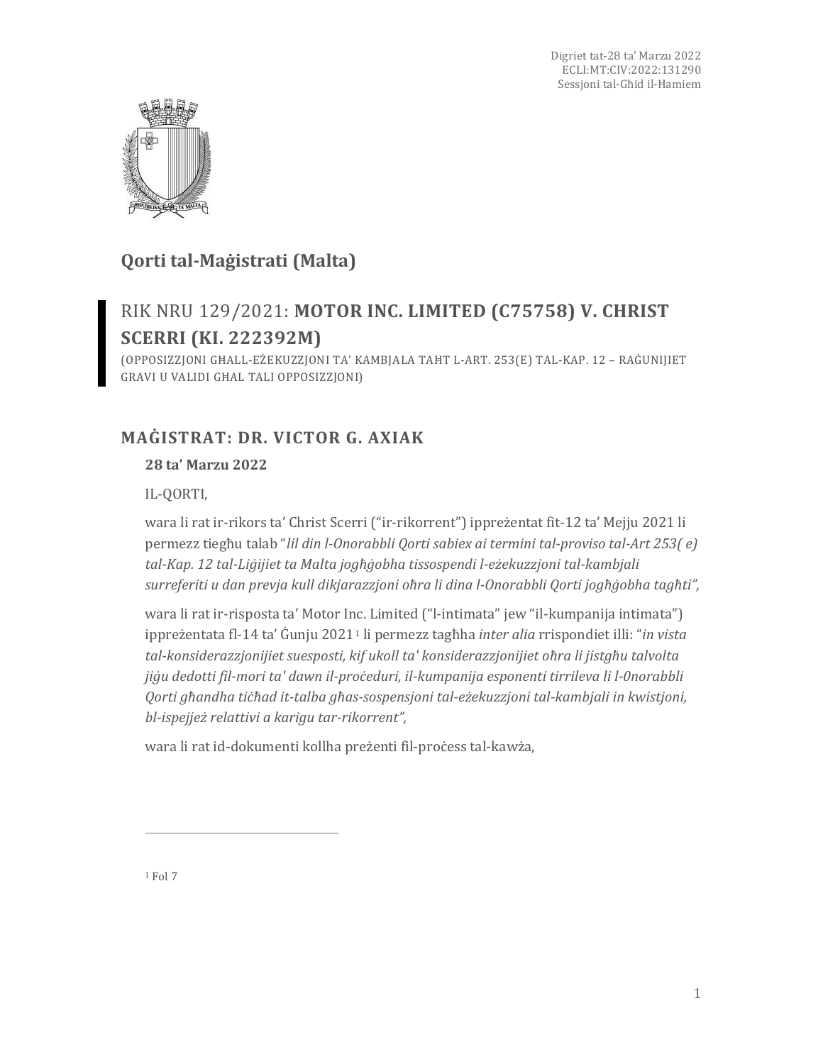Digriet tat-28 ta' Marzu 2022
ECLI:MT:CIV:2022:131290
Sessjoni tal-Għid il-Hamiem

## Qorti tal-Maġistrati (Malta)

### RIK NRU 129/2021: **MOTOR INC. LIMITED (C75758) V. CHRIST SCERRI (KI. 222392M)**

(OPPOSIZZJONI GĦALL-EŻEKUZZJONI TA' KAMBJALA TAHT L-ART. 253(E) TAL-KAP. 12 – RAĠUNIJIET GRAVI U VALIDI GĦAL TALI OPPOSIZZJONI)

## MAĠISTRAT: DR. VICTOR G. AXIAK

**28 ta' Marzu 2022**

IL-QORTI,

wara li rat ir-rikors ta' Christ Scerri ("ir-rikorrent") ippreżentat fit-12 ta' Mejju 2021 li permezz tiegħu talab "*lil din l-Onorabbli Qorti sabiex ai termini tal-proviso tal-Art 253( e) tal-Kap. 12 tal-Liġijiet ta Malta jogħġobha tissospendi l-eżekuzzjoni tal-kambjali surreferiti u dan prevja kull dikjarazzjoni oħra li dina l-Onorabbli Qorti jogħġobha tagħti*",

wara li rat ir-risposta ta' Motor Inc. Limited ("l-intimata" jew "il-kumpanija intimata") ippreżentata fl-14 ta' Ġunju 2021[1] li permezz tagħha *inter alia* rrispondiet illi: "*in vista tal-konsiderazzjonijiet suesposti, kif ukoll ta' konsiderazzjonijiet oħra li jistgħu talvolta jiġu dedotti fil-mori ta' dawn il-proċeduri, il-kumpanija esponenti tirrileva li l-0norabbli Qorti għandha tiċħad it-talba għas-sospensjoni tal-eżekuzzjoni tal-kambjali in kwistjoni, bl-ispejjeż relattivi a karigu tar-rikorrent*",

wara li rat id-dokumenti kollha preżenti fil-proċess tal-kawża,

---

[1] Fol 7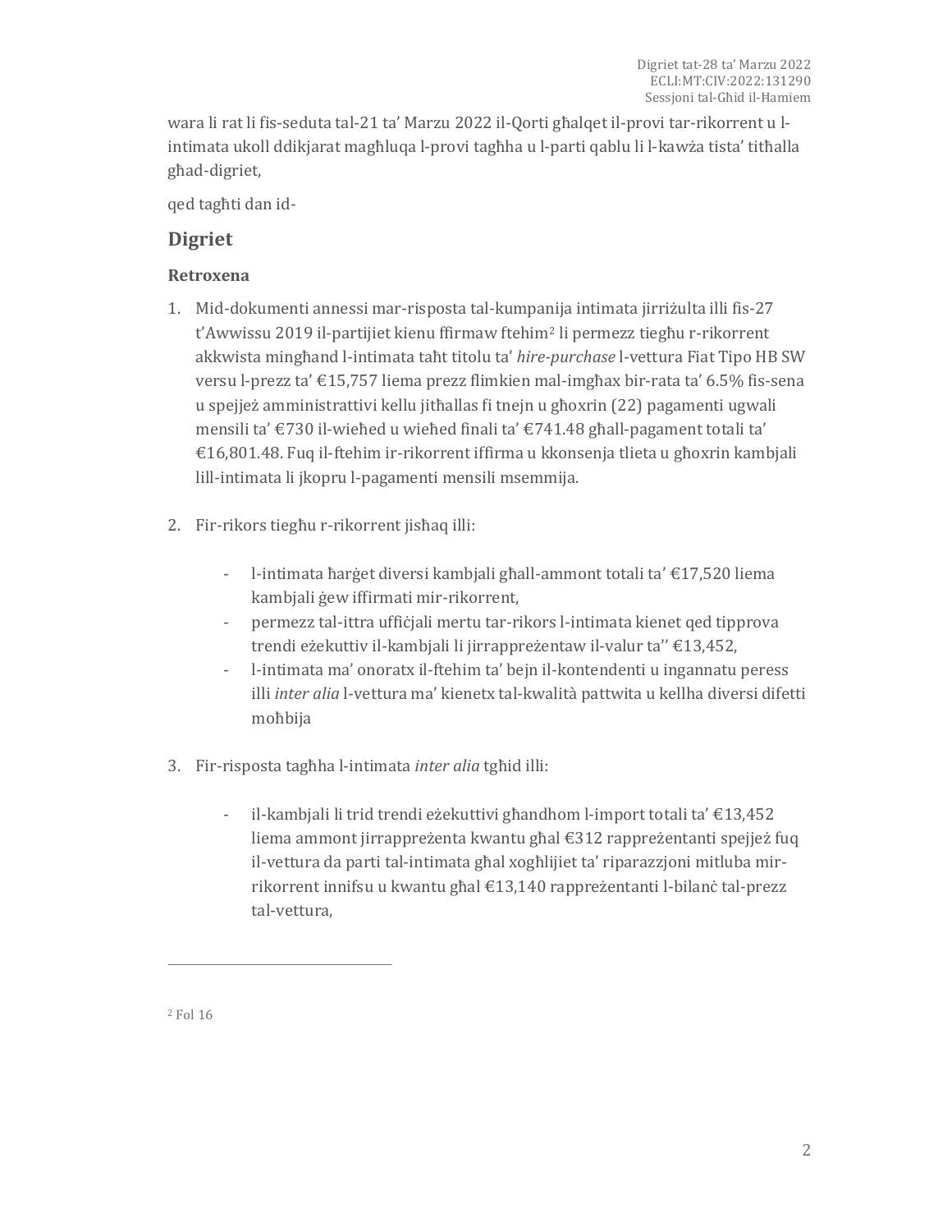wara li rat li fis-seduta tal-21 ta' Marzu 2022 il-Qorti għalqet il-provi tar-rikorrent u l-intimata ukoll ddikjarat magħluqa l-provi tagħha u l-parti qablu li l-kawża tista' titħalla għad-digriet,

qed tagħti dan id-

## Digriet

### Retroxena

1. Mid-dokumenti annessi mar-risposta tal-kumpanija intimata jirriżulta illi fis-27 t'Awwissu 2019 il-partijiet kienu ffirmaw ftehim[2] li permezz tiegħu r-rikorrent akkwista mingħand l-intimata taħt titolu ta' *hire-purchase* l-vettura Fiat Tipo HB SW versu l-prezz ta' €15,757 liema prezz flimkien mal-imgħax bir-rata ta' 6.5% fis-sena u spejjeż amministrattivi kellu jitħallas fi tnejn u għoxrin (22) pagamenti ugwali mensili ta' €730 il-wieħed u wieħed finali ta' €741.48 għall-pagament totali ta' €16,801.48. Fuq il-ftehim ir-rikorrent iffirma u kkonsenja tlieta u għoxrin kambjali lill-intimata li jkopru l-pagamenti mensili msemmija.

2. Fir-rikors tiegħu r-rikorrent jisħaq illi:

   - l-intimata ħarġet diversi kambjali għall-ammont totali ta' €17,520 liema kambjali ġew iffirmati mir-rikorrent,
   - permezz tal-ittra uffiċjali mertu tar-rikors l-intimata kienet qed tipprova trendi eżekuttiv il-kambjali li jirrappreżentaw il-valur ta'' €13,452,
   - l-intimata ma' onoratx il-ftehim ta' bejn il-kontendenti u ingannatu peress illi *inter alia* l-vettura ma' kienetx tal-kwalità pattwita u kellha diversi difetti moħbija

3. Fir-risposta tagħha l-intimata *inter alia* tgħid illi:

   - il-kambjali li trid trendi eżekuttivi għandhom l-import totali ta' €13,452 liema ammont jirrappreżenta kwantu għal €312 rappreżentanti spejjeż fuq il-vettura da parti tal-intimata għal xogħlijiet ta' riparazzjoni mitluba mir-rikorrent innifsu u kwantu għal €13,140 rappreżentanti l-bilanċ tal-prezz tal-vettura,

[2] Fol 16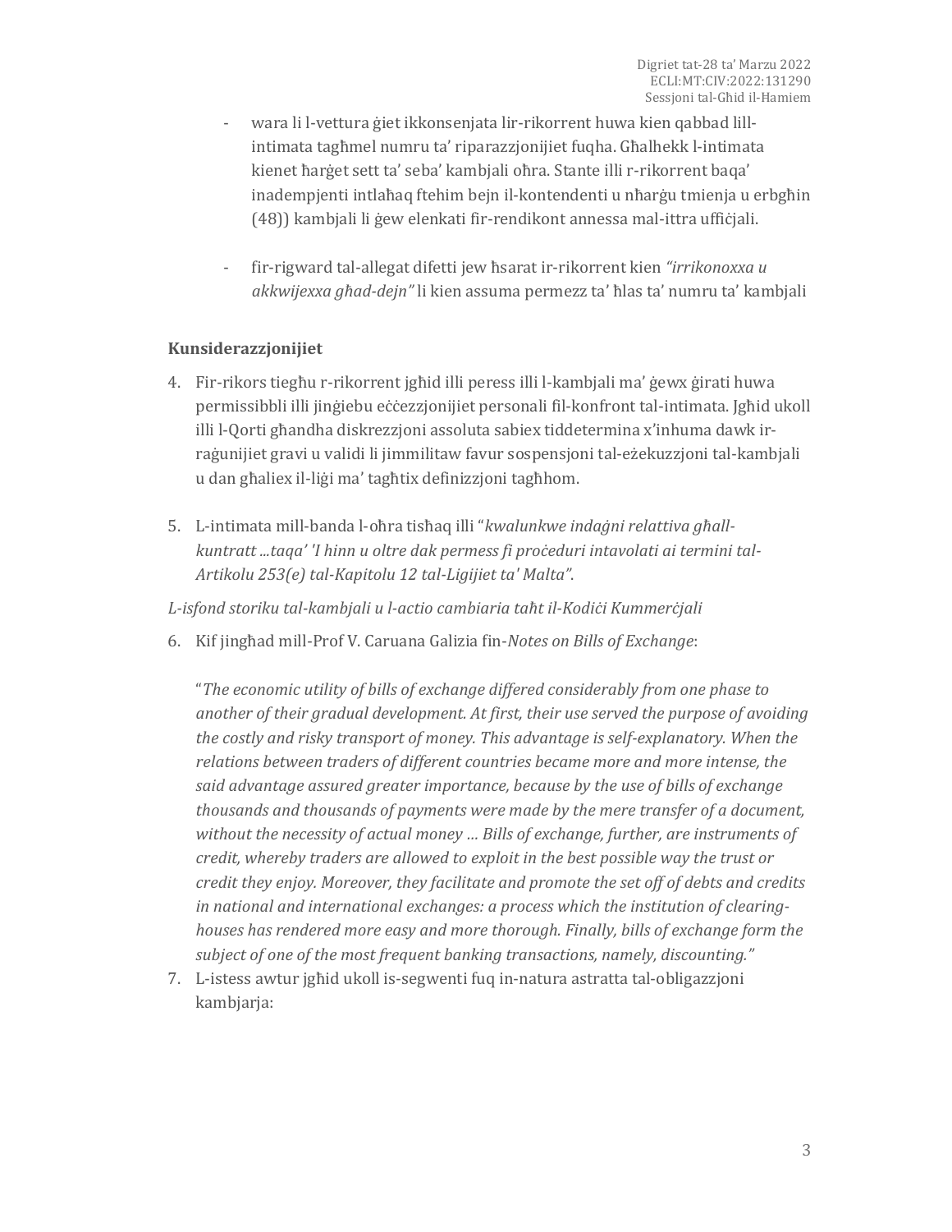- wara li l-vettura ġiet ikkonsenjata lir-rikorrent huwa kien qabbad lill-intimata tagħmel numru ta' riparazzjonijiet fuqha. Għalhekk l-intimata kienet ħarġet sett ta' seba' kambjali oħra. Stante illi r-rikorrent baqa' inadempjenti intlaħaq ftehim bejn il-kontendenti u nħarġu tmienja u erbgħin (48)) kambjali li ġew elenkati fir-rendikont annessa mal-ittra uffiċjali.

- fir-rigward tal-allegat difetti jew ħsarat ir-rikorrent kien *"irrikonoxxa u akkwijexxa għad-dejn"* li kien assuma permezz ta' ħlas ta' numru ta' kambjali

**Kunsiderazzjonijiet**

4. Fir-rikors tiegħu r-rikorrent jgħid illi peress illi l-kambjali ma' ġewx ġirati huwa permissibbli illi jinġiebu eċċezzjonijiet personali fil-konfront tal-intimata. Jgħid ukoll illi l-Qorti għandha diskrezzjoni assoluta sabiex tiddetermina x'inhuma dawk ir-raġunijiet gravi u validi li jimmilitaw favur sospensjoni tal-eżekuzzjoni tal-kambjali u dan għaliex il-liġi ma' tagħtix definizzjoni tagħhom.

5. L-intimata mill-banda l-oħra tisħaq illi "*kwalunkwe indaġni relattiva għall-kuntratt ...taqa' 'l hinn u oltre dak permess fi proċeduri intavolati ai termini tal-Artikolu 253(e) tal-Kapitolu 12 tal-Ligijiet ta' Malta"*.

*L-isfond storiku tal-kambjali u l-actio cambiaria taħt il-Kodiċi Kummerċjali*

6. Kif jingħad mill-Prof V. Caruana Galizia fin-*Notes on Bills of Exchange*:

   "*The economic utility of bills of exchange differed considerably from one phase to another of their gradual development. At first, their use served the purpose of avoiding the costly and risky transport of money. This advantage is self-explanatory. When the relations between traders of different countries became more and more intense, the said advantage assured greater importance, because by the use of bills of exchange thousands and thousands of payments were made by the mere transfer of a document, without the necessity of actual money … Bills of exchange, further, are instruments of credit, whereby traders are allowed to exploit in the best possible way the trust or credit they enjoy. Moreover, they facilitate and promote the set off of debts and credits in national and international exchanges: a process which the institution of clearing-houses has rendered more easy and more thorough. Finally, bills of exchange form the subject of one of the most frequent banking transactions, namely, discounting.*"

7. L-istess awtur jgħid ukoll is-segwenti fuq in-natura astratta tal-obligazzjoni kambjarja: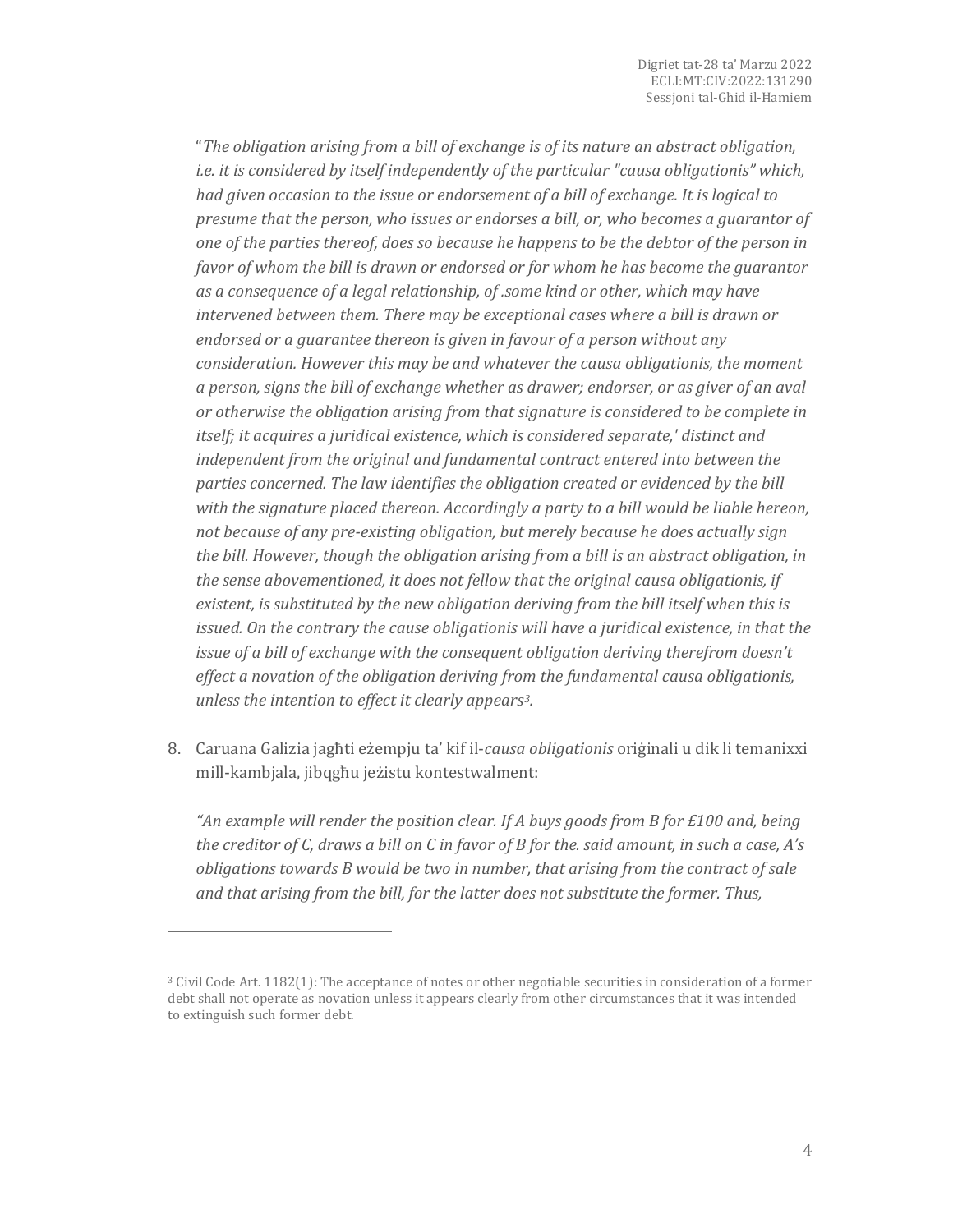"*The obligation arising from a bill of exchange is of its nature an abstract obligation, i.e. it is considered by itself independently of the particular "causa obligationis" which, had given occasion to the issue or endorsement of a bill of exchange. It is logical to presume that the person, who issues or endorses a bill, or, who becomes a guarantor of one of the parties thereof, does so because he happens to be the debtor of the person in favor of whom the bill is drawn or endorsed or for whom he has become the guarantor as a consequence of a legal relationship, of .some kind or other, which may have intervened between them. There may be exceptional cases where a bill is drawn or endorsed or a guarantee thereon is given in favour of a person without any consideration. However this may be and whatever the causa obligationis, the moment a person, signs the bill of exchange whether as drawer; endorser, or as giver of an aval or otherwise the obligation arising from that signature is considered to be complete in itself; it acquires a juridical existence, which is considered separate,' distinct and independent from the original and fundamental contract entered into between the parties concerned. The law identifies the obligation created or evidenced by the bill with the signature placed thereon. Accordingly a party to a bill would be liable hereon, not because of any pre-existing obligation, but merely because he does actually sign the bill. However, though the obligation arising from a bill is an abstract obligation, in the sense abovementioned, it does not fellow that the original causa obligationis, if existent, is substituted by the new obligation deriving from the bill itself when this is issued. On the contrary the cause obligationis will have a juridical existence, in that the issue of a bill of exchange with the consequent obligation deriving therefrom doesn't effect a novation of the obligation deriving from the fundamental causa obligationis, unless the intention to effect it clearly appears*[3].

8. Caruana Galizia jagħti eżempju ta' kif il-*causa obligationis* oriġinali u dik li temanixxi mill-kambjala, jibqgħu jeżistu kontestwalment:

*"An example will render the position clear. If A buys goods from B for £100 and, being the creditor of C, draws a bill on C in favor of B for the. said amount, in such a case, A's obligations towards B would be two in number, that arising from the contract of sale and that arising from the bill, for the latter does not substitute the former. Thus,*

---

[3] Civil Code Art. 1182(1): The acceptance of notes or other negotiable securities in consideration of a former debt shall not operate as novation unless it appears clearly from other circumstances that it was intended to extinguish such former debt.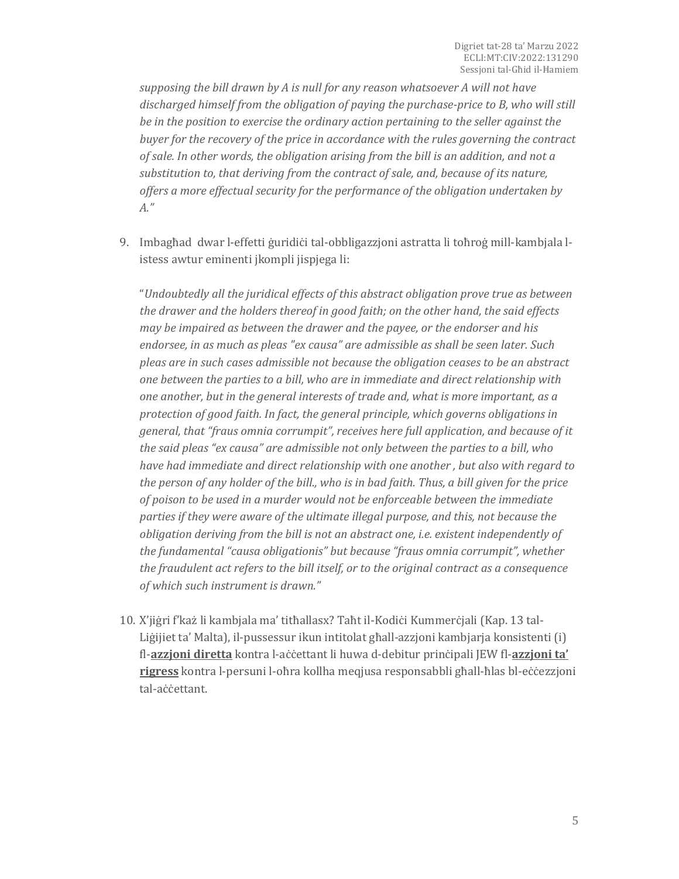*supposing the bill drawn by A is null for any reason whatsoever A will not have discharged himself from the obligation of paying the purchase-price to B, who will still be in the position to exercise the ordinary action pertaining to the seller against the buyer for the recovery of the price in accordance with the rules governing the contract of sale. In other words, the obligation arising from the bill is an addition, and not a substitution to, that deriving from the contract of sale, and, because of its nature, offers a more effectual security for the performance of the obligation undertaken by A."*

9. Imbagħad dwar l-effetti ġuridiċi tal-obbligazzjoni astratta li toħroġ mill-kambjala l-istess awtur eminenti jkompli jispjega li:

   "*Undoubtedly all the juridical effects of this abstract obligation prove true as between the drawer and the holders thereof in good faith; on the other hand, the said effects may be impaired as between the drawer and the payee, or the endorser and his endorsee, in as much as pleas "ex causa" are admissible as shall be seen later. Such pleas are in such cases admissible not because the obligation ceases to be an abstract one between the parties to a bill, who are in immediate and direct relationship with one another, but in the general interests of trade and, what is more important, as a protection of good faith. In fact, the general principle, which governs obligations in general, that "fraus omnia corrumpit", receives here full application, and because of it the said pleas "ex causa" are admissible not only between the parties to a bill, who have had immediate and direct relationship with one another , but also with regard to the person of any holder of the bill., who is in bad faith. Thus, a bill given for the price of poison to be used in a murder would not be enforceable between the immediate parties if they were aware of the ultimate illegal purpose, and this, not because the obligation deriving from the bill is not an abstract one, i.e. existent independently of the fundamental "causa obligationis" but because "fraus omnia corrumpit", whether the fraudulent act refers to the bill itself, or to the original contract as a consequence of which such instrument is drawn."*

10. X'jiġri f'każ li kambjala ma' titħallasx? Taħt il-Kodiċi Kummerċjali (Kap. 13 tal-Liġijiet ta' Malta), il-pussessur ikun intitolat għall-azzjoni kambjarja konsistenti (i) fl-**azzjoni diretta** kontra l-aċċettant li huwa d-debitur prinċipali JEW fl-**azzjoni ta' rigress** kontra l-persuni l-oħra kollha meqjusa responsabbli għall-ħlas bl-eċċezzjoni tal-aċċettant.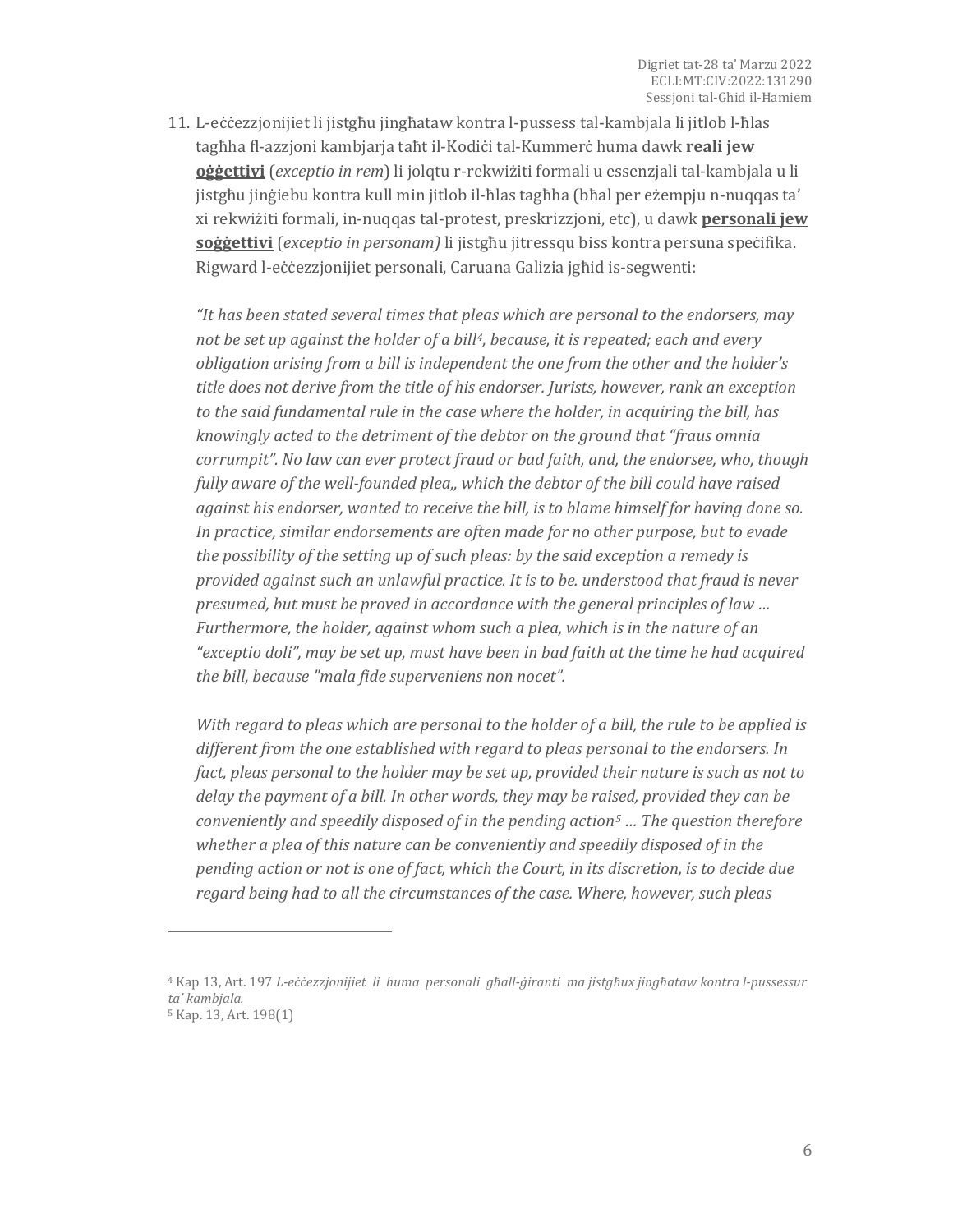11. L-eċċezzjonijiet li jistgħu jingħataw kontra l-pussess tal-kambjala li jitlob l-ħlas tagħha fl-azzjoni kambjarja taħt il-Kodiċi tal-Kummerċ huma dawk **reali jew oġġettivi** (*exceptio in rem*) li jolqtu r-rekwiżiti formali u essenzjali tal-kambjala u li jistgħu jinġiebu kontra kull min jitlob il-ħlas tagħha (bħal per eżempju n-nuqqas ta' xi rekwiżiti formali, in-nuqqas tal-protest, preskrizzjoni, etc), u dawk **personali jew soġġettivi** (*exceptio in personam)* li jistgħu jitressqu biss kontra persuna speċifika. Rigward l-eċċezzjonijiet personali, Caruana Galizia jgħid is-segwenti:

    *"It has been stated several times that pleas which are personal to the endorsers, may not be set up against the holder of a bill[4], because, it is repeated; each and every obligation arising from a bill is independent the one from the other and the holder's title does not derive from the title of his endorser. Jurists, however, rank an exception to the said fundamental rule in the case where the holder, in acquiring the bill, has knowingly acted to the detriment of the debtor on the ground that "fraus omnia corrumpit". No law can ever protect fraud or bad faith, and, the endorsee, who, though fully aware of the well-founded plea,, which the debtor of the bill could have raised against his endorser, wanted to receive the bill, is to blame himself for having done so. In practice, similar endorsements are often made for no other purpose, but to evade the possibility of the setting up of such pleas: by the said exception a remedy is provided against such an unlawful practice. It is to be. understood that fraud is never presumed, but must be proved in accordance with the general principles of law … Furthermore, the holder, against whom such a plea, which is in the nature of an "exceptio doli", may be set up, must have been in bad faith at the time he had acquired the bill, because "mala fide superveniens non nocet".*

    *With regard to pleas which are personal to the holder of a bill, the rule to be applied is different from the one established with regard to pleas personal to the endorsers. In fact, pleas personal to the holder may be set up, provided their nature is such as not to delay the payment of a bill. In other words, they may be raised, provided they can be conveniently and speedily disposed of in the pending action[5] … The question therefore whether a plea of this nature can be conveniently and speedily disposed of in the pending action or not is one of fact, which the Court, in its discretion, is to decide due regard being had to all the circumstances of the case. Where, however, such pleas*

---

[4] Kap 13, Art. 197 *L-eċċezzjonijiet li huma personali għall-ġiranti ma jistgħux jingħataw kontra l-pussessur ta' kambjala.*

[5] Kap. 13, Art. 198(1)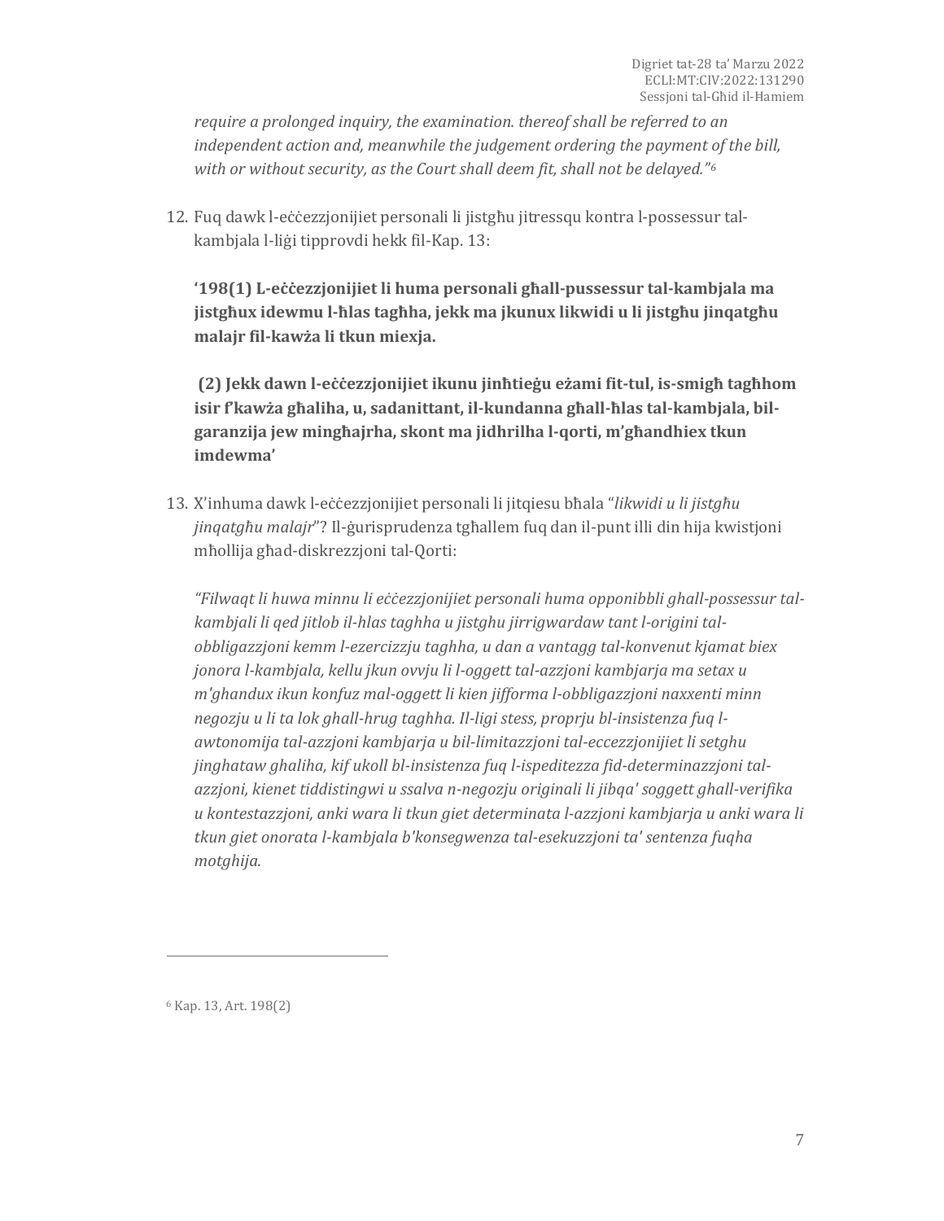*require a prolonged inquiry, the examination. thereof shall be referred to an independent action and, meanwhile the judgement ordering the payment of the bill, with or without security, as the Court shall deem fit, shall not be delayed."*[6]

12. Fuq dawk l-eċċezzjonijiet personali li jistgħu jitressqu kontra l-possessur tal-kambjala l-liġi tipprovdi hekk fil-Kap. 13:

    **'198(1) L-eċċezzjonijiet li huma personali għall-pussessur tal-kambjala ma jistgħux idewmu l-ħlas tagħha, jekk ma jkunux likwidi u li jistgħu jinqatgħu malajr fil-kawża li tkun miexja.**

    **(2) Jekk dawn l-eċċezzjonijiet ikunu jinħtieġu eżami fit-tul, is-smigħ tagħhom isir f'kawża għaliha, u, sadanittant, il-kundanna għall-ħlas tal-kambjala, bil-garanzija jew mingħajrha, skont ma jidhrilha l-qorti, m'għandhiex tkun imdewma'**

13. X'inhuma dawk l-eċċezzjonijiet personali li jitqiesu bħala "*likwidi u li jistgħu jinqatgħu malajr*"? Il-ġurisprudenza tgħallem fuq dan il-punt illi din hija kwistjoni mħollija għad-diskrezzjoni tal-Qorti:

    *"Filwaqt li huwa minnu li eċċezzjonijiet personali huma opponibbli ghall-possessur tal-kambjali li qed jitlob il-hlas taghha u jistghu jirrigwardaw tant l-origini tal-obbligazzjoni kemm l-ezercizzju taghha, u dan a vantagg tal-konvenut kjamat biex jonora l-kambjala, kellu jkun ovvju li l-oggett tal-azzjoni kambjarja ma setax u m'ghandux ikun konfuz mal-oggett li kien jifforma l-obbligazzjoni naxxenti minn negozju u li ta lok ghall-hrug taghha. Il-ligi stess, proprju bl-insistenza fuq l-awtonomija tal-azzjoni kambjarja u bil-limitazzjoni tal-eccezzjonijiet li setghu jinghataw ghaliha, kif ukoll bl-insistenza fuq l-ispeditezza fid-determinazzjoni tal-azzjoni, kienet tiddistingwi u ssalva n-negozju originali li jibqa' soggett ghall-verifika u kontestazzjoni, anki wara li tkun giet determinata l-azzjoni kambjarja u anki wara li tkun giet onorata l-kambjala b'konsegwenza tal-esekuzzjoni ta' sentenza fuqha motghija.*

---

[6] Kap. 13, Art. 198(2)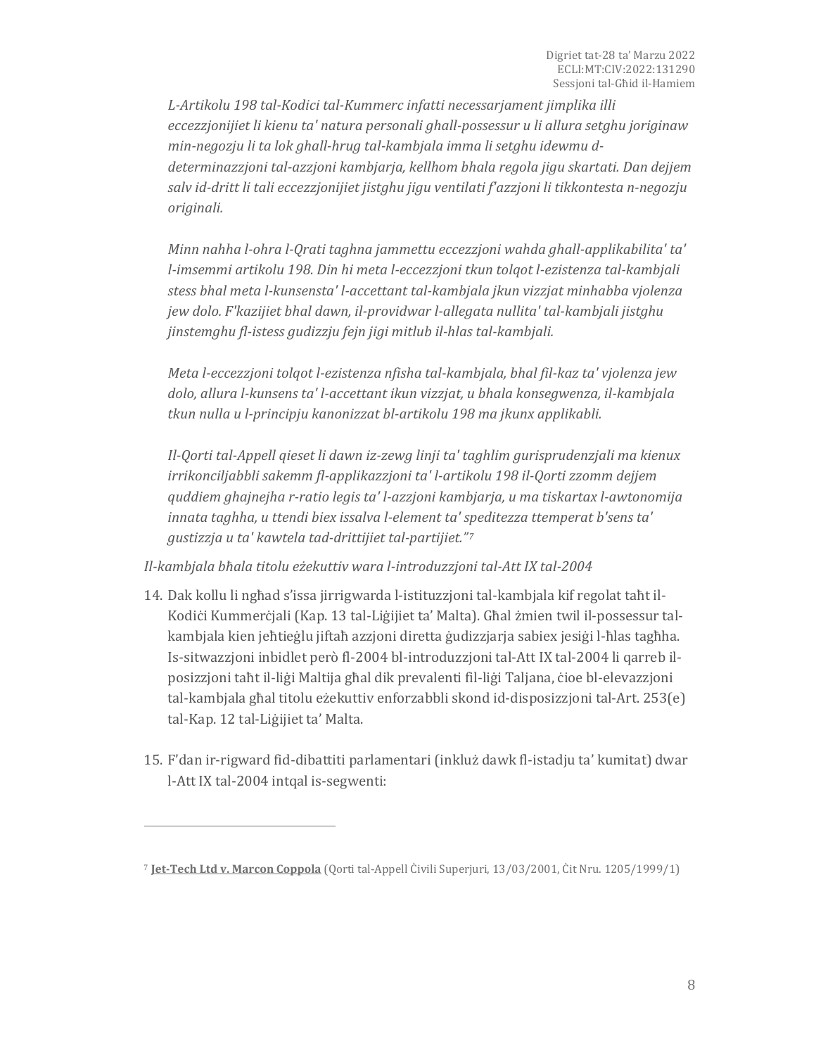*L-Artikolu 198 tal-Kodici tal-Kummerc infatti necessarjament jimplika illi eccezzjonijiet li kienu ta' natura personali ghall-possessur u li allura setghu joriginaw min-negozju li ta lok ghall-hrug tal-kambjala imma li setghu idewmu d-determinazzjoni tal-azzjoni kambjarja, kellhom bhala regola jigu skartati. Dan dejjem salv id-dritt li tali eccezzjonijiet jistghu jigu ventilati f'azzjoni li tikkontesta n-negozju originali.*

*Minn nahha l-ohra l-Qrati taghna jammettu eccezzjoni wahda ghall-applikabilita' ta' l-imsemmi artikolu 198. Din hi meta l-eccezzjoni tkun tolqot l-ezistenza tal-kambjali stess bhal meta l-kunsensta' l-accettant tal-kambjala jkun vizzjat minhabba vjolenza jew dolo. F'kazijiet bhal dawn, il-providwar l-allegata nullita' tal-kambjali jistghu jinstemghu fl-istess gudizzju fejn jigi mitlub il-hlas tal-kambjali.*

*Meta l-eccezzjoni tolqot l-ezistenza nfisha tal-kambjala, bhal fil-kaz ta' vjolenza jew dolo, allura l-kunsens ta' l-accettant ikun vizzjat, u bhala konsegwenza, il-kambjala tkun nulla u l-principju kanonizzat bl-artikolu 198 ma jkunx applikabli.*

*Il-Qorti tal-Appell qieset li dawn iz-zewg linji ta' taghlim gurisprudenzjali ma kienux irrikonciljabbli sakemm fl-applikazzjoni ta' l-artikolu 198 il-Qorti zzomm dejjem quddiem ghajnejha r-ratio legis ta' l-azzjoni kambjarja, u ma tiskartax l-awtonomija innata taghha, u ttendi biex issalva l-element ta' speditezza ttemperat b'sens ta' gustizzja u ta' kawtela tad-drittijiet tal-partijiet."*[7]

*Il-kambjala bħala titolu eżekuttiv wara l-introduzzjoni tal-Att IX tal-2004*

14. Dak kollu li ngħad s'issa jirrigwarda l-istituzzjoni tal-kambjala kif regolat taħt il-Kodiċi Kummerċjali (Kap. 13 tal-Liġijiet ta' Malta). Għal żmien twil il-possessur tal-kambjala kien jeħtieġlu jiftaħ azzjoni diretta ġudizzjarja sabiex jesiġi l-ħlas tagħha. Is-sitwazzjoni inbidlet però fl-2004 bl-introduzzjoni tal-Att IX tal-2004 li qarreb il-posizzjoni taħt il-liġi Maltija għal dik prevalenti fil-liġi Taljana, ċioe bl-elevazzjoni tal-kambjala għal titolu eżekuttiv enforzabbli skond id-disposizzjoni tal-Art. 253(e) tal-Kap. 12 tal-Liġijiet ta' Malta.

15. F'dan ir-rigward fid-dibattiti parlamentari (inkluż dawk fl-istadju ta' kumitat) dwar l-Att IX tal-2004 intqal is-segwenti:

---

[7] **Jet-Tech Ltd v. Marcon Coppola** (Qorti tal-Appell Ċivili Superjuri, 13/03/2001, Ċit Nru. 1205/1999/1)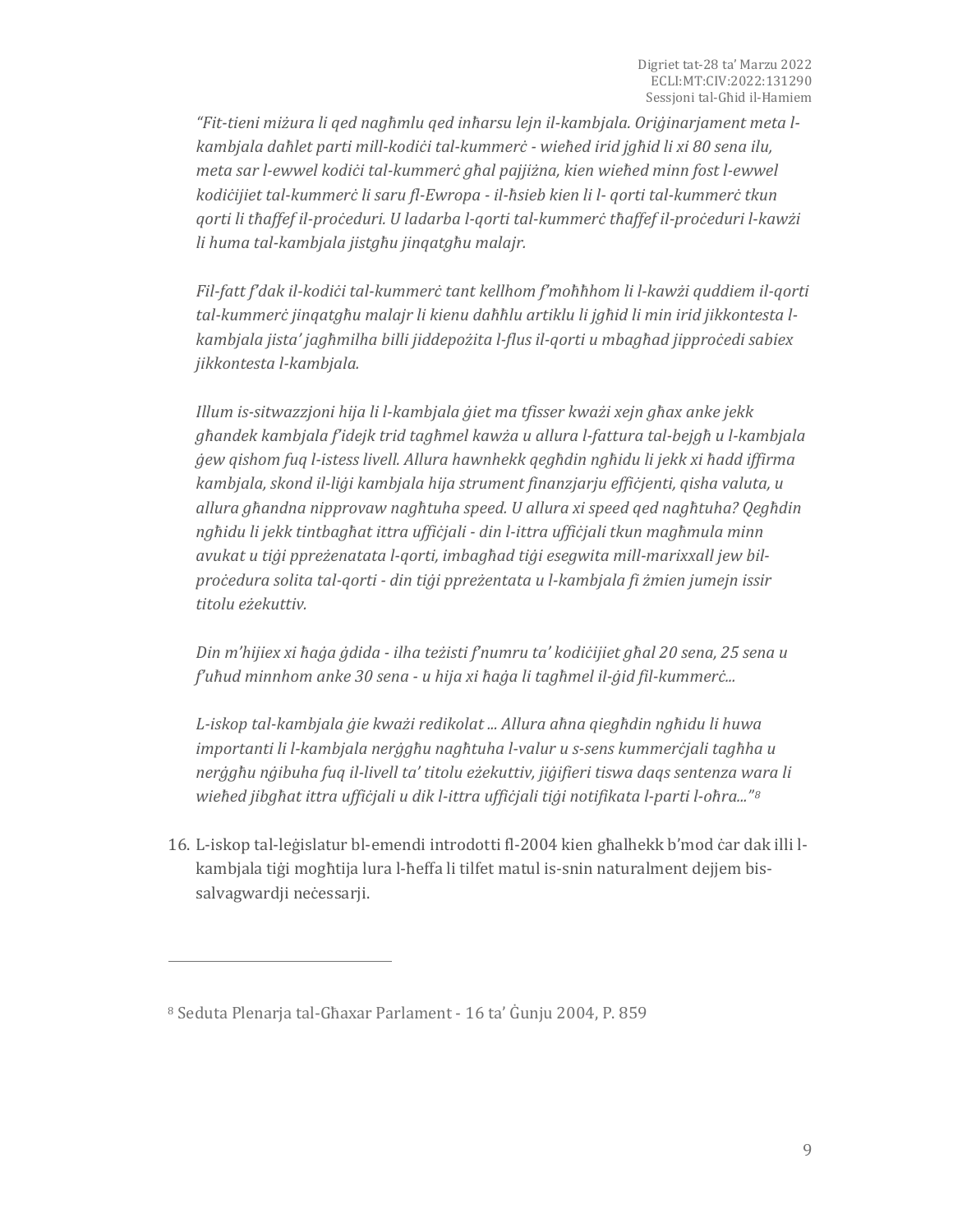*"Fit-tieni miżura li qed nagħmlu qed inħarsu lejn il-kambjala. Oriġinarjament meta l-kambjala daħlet parti mill-kodiċi tal-kummerċ - wieħed irid jgħid li xi 80 sena ilu, meta sar l-ewwel kodiċi tal-kummerċ għal pajjiżna, kien wieħed minn fost l-ewwel kodiċijiet tal-kummerċ li saru fl-Ewropa - il-ħsieb kien li l- qorti tal-kummerċ tkun qorti li tħaffef il-proċeduri. U ladarba l-qorti tal-kummerċ tħaffef il-proċeduri l-kawżi li huma tal-kambjala jistgħu jinqatgħu malajr.*

*Fil-fatt f'dak il-kodiċi tal-kummerċ tant kellhom f'moħħhom li l-kawżi quddiem il-qorti tal-kummerċ jinqatgħu malajr li kienu daħħlu artiklu li jgħid li min irid jikkontesta l-kambjala jista' jagħmilha billi jiddepożita l-flus il-qorti u mbagħad jipproċedi sabiex jikkontesta l-kambjala.*

*Illum is-sitwazzjoni hija li l-kambjala ġiet ma tfisser kważi xejn għax anke jekk għandek kambjala f'idejk trid tagħmel kawża u allura l-fattura tal-bejgħ u l-kambjala ġew qishom fuq l-istess livell. Allura hawnhekk qegħdin ngħidu li jekk xi ħadd iffirma kambjala, skond il-liġi kambjala hija strument finanzjarju effiċjenti, qisha valuta, u allura għandna nipprovaw nagħtuha speed. U allura xi speed qed nagħtuha? Qegħdin ngħidu li jekk tintbagħat ittra uffiċjali - din l-ittra uffiċjali tkun magħmula minn avukat u tiġi ppreżenatata l-qorti, imbagħad tiġi esegwita mill-marixxall jew bil-proċedura solita tal-qorti - din tiġi ppreżentata u l-kambjala fi żmien jumejn issir titolu eżekuttiv.*

*Din m'hijiex xi ħaġa ġdida - ilha teżisti f'numru ta' kodiċijiet għal 20 sena, 25 sena u f'uħud minnhom anke 30 sena - u hija xi ħaġa li tagħmel il-ġid fil-kummerċ...*

*L-iskop tal-kambjala ġie kważi redikolat ... Allura aħna qiegħdin ngħidu li huwa importanti li l-kambjala nerġgħu nagħtuha l-valur u s-sens kummerċjali tagħha u nerġgħu nġibuha fuq il-livell ta' titolu eżekuttiv, jiġifieri tiswa daqs sentenza wara li wieħed jibgħat ittra uffiċjali u dik l-ittra uffiċjali tiġi notifikata l-parti l-oħra..."*[8]

16. L-iskop tal-leġislatur bl-emendi introdotti fl-2004 kien għalhekk b'mod ċar dak illi l-kambjala tiġi mogħtija lura l-ħeffa li tilfet matul is-snin naturalment dejjem bis-salvagwardji neċessarji.

---

[8] Seduta Plenarja tal-Għaxar Parlament - 16 ta' Ġunju 2004, P. 859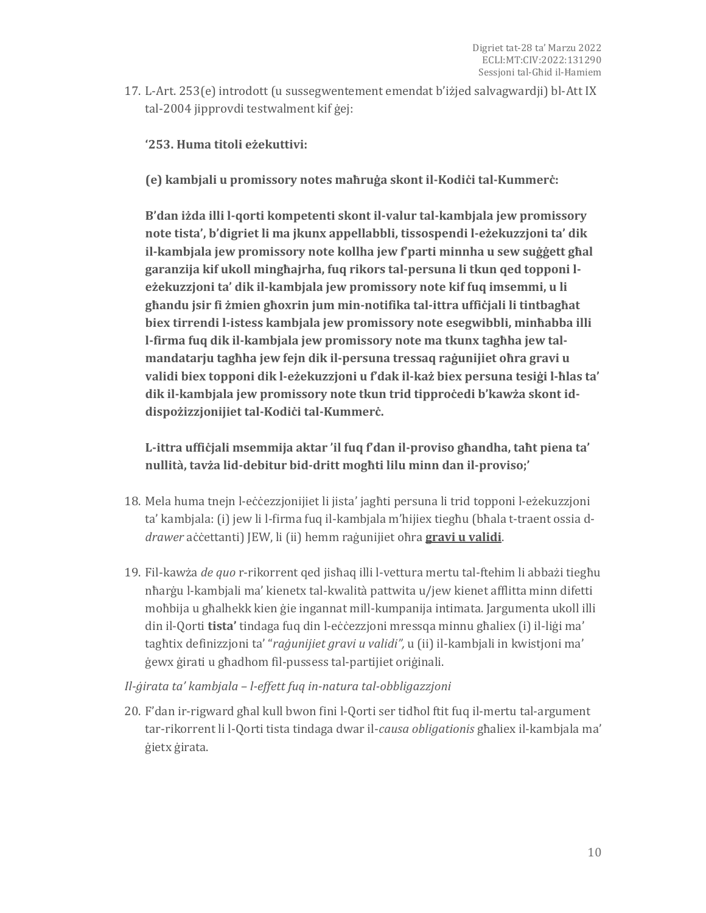17. L-Art. 253(e) introdott (u sussegwentement emendat b'iżjed salvagwardji) bl-Att IX tal-2004 jipprovdi testwalment kif ġej:

    **'253. Huma titoli eżekuttivi:**

    **(e) kambjali u promissory notes maħruġa skont il-Kodiċi tal-Kummerċ:**

    **B'dan iżda illi l-qorti kompetenti skont il-valur tal-kambjala jew promissory note tista', b'digriet li ma jkunx appellabbli, tissospendi l-eżekuzzjoni ta' dik il-kambjala jew promissory note kollha jew f'parti minnha u sew suġġett għal garanzija kif ukoll mingħajrha, fuq rikors tal-persuna li tkun qed topponi l-eżekuzzjoni ta' dik il-kambjala jew promissory note kif fuq imsemmi, u li għandu jsir fi żmien għoxrin jum min-notifika tal-ittra uffiċjali li tintbagħat biex tirrendi l-istess kambjala jew promissory note esegwibbli, minħabba illi l-firma fuq dik il-kambjala jew promissory note ma tkunx tagħha jew tal-mandatarju tagħha jew fejn dik il-persuna tressaq raġunijiet oħra gravi u validi biex topponi dik l-eżekuzzjoni u f'dak il-każ biex persuna tesiġi l-ħlas ta' dik il-kambjala jew promissory note tkun trid tipproċedi b'kawża skont id-dispożizzjonijiet tal-Kodiċi tal-Kummerċ.**

    **L-ittra uffiċjali msemmija aktar 'il fuq f'dan il-proviso għandha, taħt piena ta' nullità, tavża lid-debitur bid-dritt mogħti lilu minn dan il-proviso;'**

18. Mela huma tnejn l-eċċezzjonijiet li jista' jagħti persuna li trid topponi l-eżekuzzjoni ta' kambjala: (i) jew li l-firma fuq il-kambjala m'hijiex tiegħu (bħala t-traent ossia d-*drawer* aċċettanti) JEW, li (ii) hemm raġunijiet oħra **gravi u validi**.

19. Fil-kawża *de quo* r-rikorrent qed jisħaq illi l-vettura mertu tal-ftehim li abbażi tiegħu nħarġu l-kambjali ma' kienetx tal-kwalità pattwita u/jew kienet afflitta minn difetti moħbija u għalhekk kien ġie ingannat mill-kumpanija intimata. Jargumenta ukoll illi din il-Qorti **tista'** tindaga fuq din l-eċċezzjoni mressqa minnu għaliex (i) il-liġi ma' tagħtix definizzjoni ta' "*raġunijiet gravi u validi",* u (ii) il-kambjali in kwistjoni ma' ġewx ġirati u għadhom fil-pussess tal-partijiet oriġinali.

*Il-ġirata ta' kambjala – l-effett fuq in-natura tal-obbligazzjoni*

20. F'dan ir-rigward għal kull bwon fini l-Qorti ser tidħol ftit fuq il-mertu tal-argument tar-rikorrent li l-Qorti tista tindaga dwar il-*causa obligationis* għaliex il-kambjala ma' ġietx ġirata.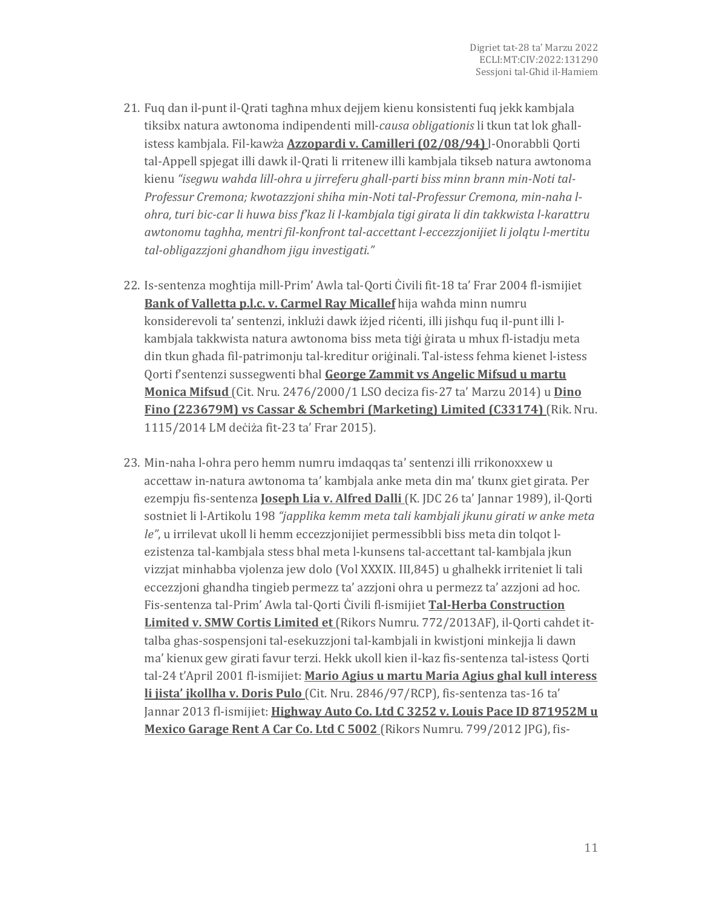21. Fuq dan il-punt il-Qrati tagħna mhux dejjem kienu konsistenti fuq jekk kambjala tiksibx natura awtonoma indipendenti mill-*causa obligationis* li tkun tat lok għall-istess kambjala. Fil-kawża **Azzopardi v. Camilleri (02/08/94)** l-Onorabbli Qorti tal-Appell spjegat illi dawk il-Qrati li rritenew illi kambjala tikseb natura awtonoma kienu *"isegwu wahda lill-ohra u jirreferu ghall-parti biss minn brann min-Noti tal-Professur Cremona; kwotazzjoni shiha min-Noti tal-Professur Cremona, min-naha l-ohra, turi bic-car li huwa biss f'kaz li l-kambjala tigi girata li din takkwista l-karattru awtonomu taghha, mentri fil-konfront tal-accettant l-eccezzjonijiet li jolqtu l-mertitu tal-obligazzjoni ghandhom jigu investigati."*

22. Is-sentenza mogħtija mill-Prim' Awla tal-Qorti Ċivili fit-18 ta' Frar 2004 fl-ismijiet **Bank of Valletta p.l.c. v. Carmel Ray Micallef** hija waħda minn numru konsiderevoli ta' sentenzi, inklużi dawk iżjed riċenti, illi jisħqu fuq il-punt illi l-kambjala takkwista natura awtonoma biss meta tiġi ġirata u mhux fl-istadju meta din tkun għada fil-patrimonju tal-kreditur oriġinali. Tal-istess fehma kienet l-istess Qorti f'sentenzi sussegwenti bħal **George Zammit vs Angelic Mifsud u martu Monica Mifsud** (Cit. Nru. 2476/2000/1 LSO deciza fis-27 ta' Marzu 2014) u **Dino Fino (223679M) vs Cassar & Schembri (Marketing) Limited (C33174)** (Rik. Nru. 1115/2014 LM deċiża fit-23 ta' Frar 2015).

23. Min-naħa l-oħra pero hemm numru imdaqqas ta' sentenzi illi rrikonoxxew u accettaw in-natura awtonoma ta' kambjala anke meta din ma' tkunx giet girata. Per ezempju fis-sentenza **Joseph Lia v. Alfred Dalli** (K. JDC 26 ta' Jannar 1989), il-Qorti sostniet li l-Artikolu 198 *"japplika kemm meta tali kambjali jkunu girati w anke meta le"*, u irrilevat ukoll li hemm eccezzjonijiet permessibbli biss meta din tolqot l-ezistenza tal-kambjala stess bhal meta l-kunsens tal-accettant tal-kambjala jkun vizzjat minhabba vjolenza jew dolo (Vol XXXIX. III,845) u ghalhekk irriteniet li tali eccezzjoni ghandha tingieb permezz ta' azzjoni ohra u permezz ta' azzjoni ad hoc. Fis-sentenza tal-Prim' Awla tal-Qorti Ċivili fl-ismijiet **Tal-Herba Construction Limited v. SMW Cortis Limited et** (Rikors Numru. 772/2013AF), il-Qorti cahdet it-talba ghas-sospensjoni tal-esekuzzjoni tal-kambjali in kwistjoni minkejja li dawn ma' kienux gew girati favur terzi. Hekk ukoll kien il-kaz fis-sentenza tal-istess Qorti tal-24 t'April 2001 fl-ismijiet: **Mario Agius u martu Maria Agius ghal kull interess li jista' jkollha v. Doris Pulo** (Cit. Nru. 2846/97/RCP), fis-sentenza tas-16 ta' Jannar 2013 fl-ismijiet: **Highway Auto Co. Ltd C 3252 v. Louis Pace ID 871952M u Mexico Garage Rent A Car Co. Ltd C 5002** (Rikors Numru. 799/2012 JPG), fis-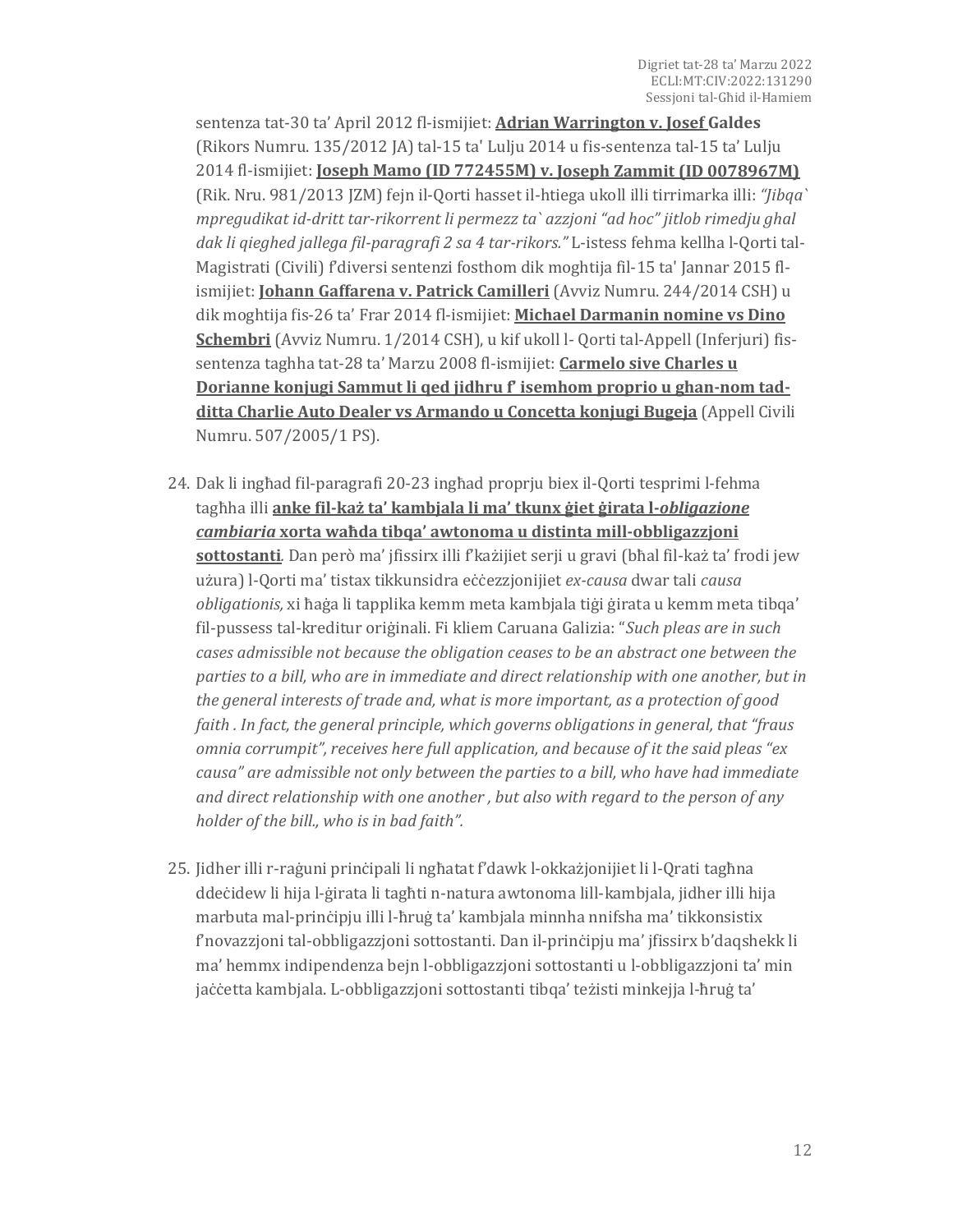sentenza tat-30 ta' April 2012 fl-ismijiet: **Adrian Warrington v. Josef Galdes** (Rikors Numru. 135/2012 JA) tal-15 ta' Lulju 2014 u fis-sentenza tal-15 ta' Lulju 2014 fl-ismijiet: **Joseph Mamo (ID 772455M) v. Joseph Zammit (ID 0078967M)** (Rik. Nru. 981/2013 JZM) fejn il-Qorti hasset il-htiega ukoll illi tirrimarka illi: *"Jibqa` mpregudikat id-dritt tar-rikorrent li permezz ta` azzjoni "ad hoc" jitlob rimedju ghal dak li qieghed jallega fil-paragrafi 2 sa 4 tar-rikors."* L-istess fehma kellha l-Qorti tal-Magistrati (Civili) f'diversi sentenzi fosthom dik moghtija fil-15 ta' Jannar 2015 fl-ismijiet: **Johann Gaffarena v. Patrick Camilleri** (Avviz Numru. 244/2014 CSH) u dik moghtija fis-26 ta' Frar 2014 fl-ismijiet: **Michael Darmanin nomine vs Dino Schembri** (Avviz Numru. 1/2014 CSH), u kif ukoll l- Qorti tal-Appell (Inferjuri) fis-sentenza taghha tat-28 ta' Marzu 2008 fl-ismijiet: **Carmelo sive Charles u Dorianne konjugi Sammut li qed jidhru f' isemhom proprio u ghan-nom tad-ditta Charlie Auto Dealer vs Armando u Concetta konjugi Bugeja** (Appell Civili Numru. 507/2005/1 PS).

24. Dak li ingħad fil-paragrafi 20-23 ingħad proprju biex il-Qorti tesprimi l-fehma tagħha illi **anke fil-każ ta' kambjala li ma' tkunx ġiet ġirata l-*obligazione cambiaria* xorta waħda tibqa' awtonoma u distinta mill-obbligazzjoni sottostanti**. Dan però ma' jfissirx illi f'każijiet serji u gravi (bħal fil-każ ta' frodi jew użura) l-Qorti ma' tistax tikkunsidra eċċezzjonijiet *ex-causa* dwar tali *causa obligationis,* xi ħaġa li tapplika kemm meta kambjala tiġi ġirata u kemm meta tibqa' fil-pussess tal-kreditur oriġinali. Fi kliem Caruana Galizia: "*Such pleas are in such cases admissible not because the obligation ceases to be an abstract one between the parties to a bill, who are in immediate and direct relationship with one another, but in the general interests of trade and, what is more important, as a protection of good faith . In fact, the general principle, which governs obligations in general, that "fraus omnia corrumpit", receives here full application, and because of it the said pleas "ex causa" are admissible not only between the parties to a bill, who have had immediate and direct relationship with one another , but also with regard to the person of any holder of the bill., who is in bad faith".*

25. Jidher illi r-raġuni prinċipali li ngħatat f'dawk l-okkażjonijiet li l-Qrati tagħna ddeċidew li hija l-ġirata li tagħti n-natura awtonoma lill-kambjala, jidher illi hija marbuta mal-prinċipju illi l-ħruġ ta' kambjala minnha nnifsha ma' tikkonsistix f'novazzjoni tal-obbligazzjoni sottostanti. Dan il-prinċipju ma' jfissirx b'daqshekk li ma' hemmx indipendenza bejn l-obbligazzjoni sottostanti u l-obbligazzjoni ta' min jaċċetta kambjala. L-obbligazzjoni sottostanti tibqa' teżisti minkejja l-ħruġ ta'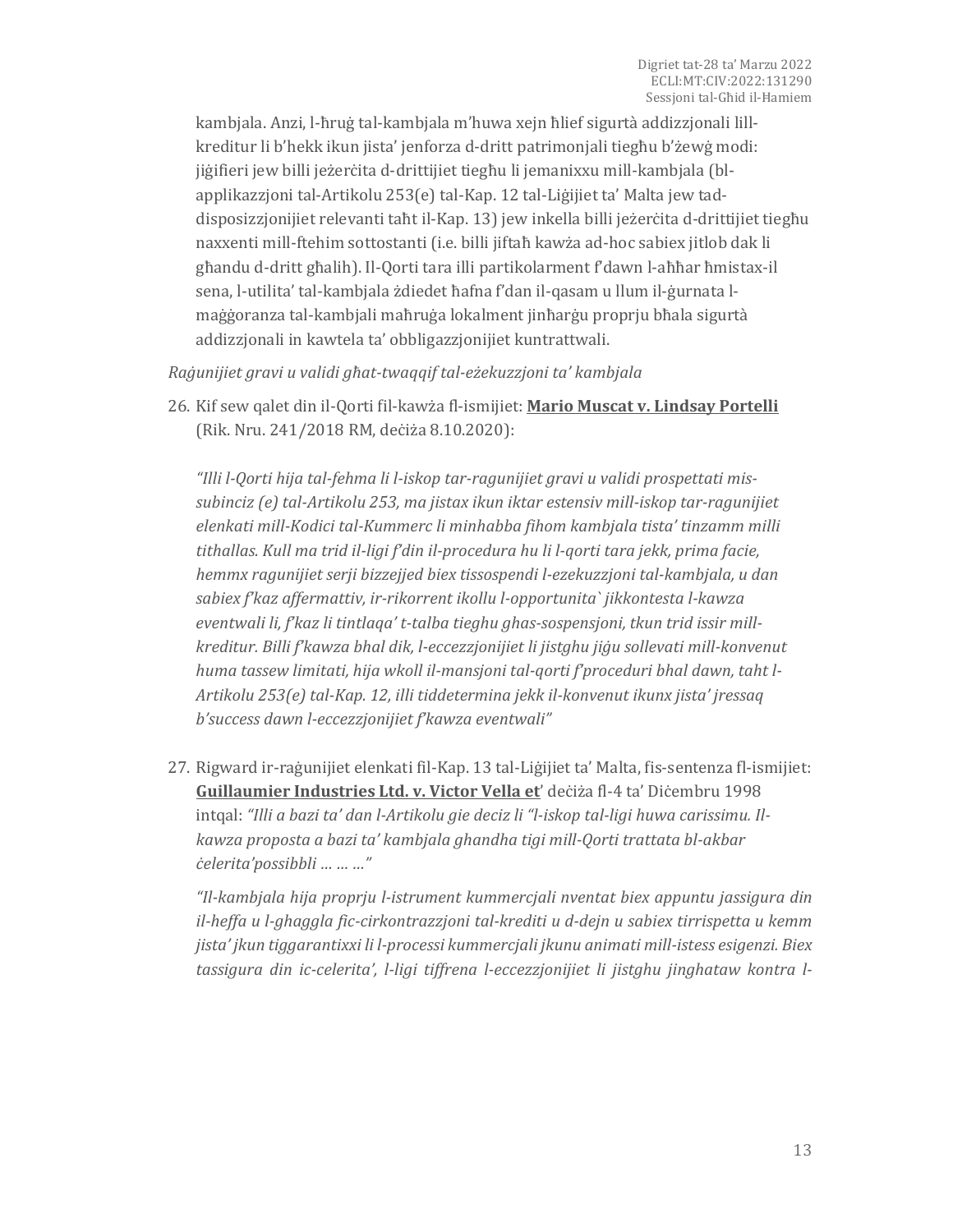kambjala. Anzi, l-ħruġ tal-kambjala m'huwa xejn ħlief sigurtà addizzjonali lill-kreditur li b'hekk ikun jista' jenforza d-dritt patrimonjali tiegħu b'żewġ modi: jiġifieri jew billi jeżerċita d-drittijiet tiegħu li jemanixxu mill-kambjala (bl-applikazzjoni tal-Artikolu 253(e) tal-Kap. 12 tal-Liġijiet ta' Malta jew tad-disposizzjonijiet relevanti taħt il-Kap. 13) jew inkella billi jeżerċita d-drittijiet tiegħu naxxenti mill-ftehim sottostanti (i.e. billi jiftaħ kawża ad-hoc sabiex jitlob dak li għandu d-dritt għalih). Il-Qorti tara illi partikolarment f'dawn l-aħħar ħmistax-il sena, l-utilita' tal-kambjala żdiedet ħafna f'dan il-qasam u llum il-ġurnata l-maġġoranza tal-kambjali maħruġa lokalment jinħarġu proprju bħala sigurtà addizzjonali in kawtela ta' obbligazzjonijiet kuntrattwali.

*Raġunijiet gravi u validi għat-twaqqif tal-eżekuzzjoni ta' kambjala*

26. Kif sew qalet din il-Qorti fil-kawża fl-ismijiet: **Mario Muscat v. Lindsay Portelli** (Rik. Nru. 241/2018 RM, deċiża 8.10.2020):

    *"Illi l-Qorti hija tal-fehma li l-iskop tar-ragunijiet gravi u validi prospettati mis-subinciz (e) tal-Artikolu 253, ma jistax ikun iktar estensiv mill-iskop tar-ragunijiet elenkati mill-Kodici tal-Kummerc li minhabba fihom kambjala tista' tinzamm milli tithallas. Kull ma trid il-ligi f'din il-procedura hu li l-qorti tara jekk, prima facie, hemmx ragunijiet serji bizzejjed biex tissospendi l-ezekuzzjoni tal-kambjala, u dan sabiex f'kaz affermattiv, ir-rikorrent ikollu l-opportunita` jikkontesta l-kawza eventwali li, f'kaz li tintlaqa' t-talba tieghu ghas-sospensjoni, tkun trid issir mill-kreditur. Billi f'kawza bhal dik, l-eccezzjonijiet li jistghu jiġu sollevati mill-konvenut huma tassew limitati, hija wkoll il-mansjoni tal-qorti f'proceduri bhal dawn, taht l-Artikolu 253(e) tal-Kap. 12, illi tiddetermina jekk il-konvenut ikunx jista' jressaq b'success dawn l-eccezzjonijiet f'kawza eventwali"*

27. Rigward ir-raġunijiet elenkati fil-Kap. 13 tal-Liġijiet ta' Malta, fis-sentenza fl-ismijiet: **Guillaumier Industries Ltd. v. Victor Vella et**' deċiża fl-4 ta' Diċembru 1998 intqal: *"Illi a bazi ta' dan l-Artikolu gie deciz li "l-iskop tal-ligi huwa carissimu. Il-kawza proposta a bazi ta' kambjala ghandha tigi mill-Qorti trattata bl-akbar ċelerita'possibbli … … …"*

    *"Il-kambjala hija proprju l-istrument kummercjali nventat biex appuntu jassigura din il-heffa u l-ghaggla fic-cirkontrazzjoni tal-krediti u d-dejn u sabiex tirrispetta u kemm jista' jkun tiggarantixxi li l-processi kummercjali jkunu animati mill-istess esigenzi. Biex tassigura din ic-celerita', l-ligi tiffrena l-eccezzjonijiet li jistghu jinghataw kontra l-*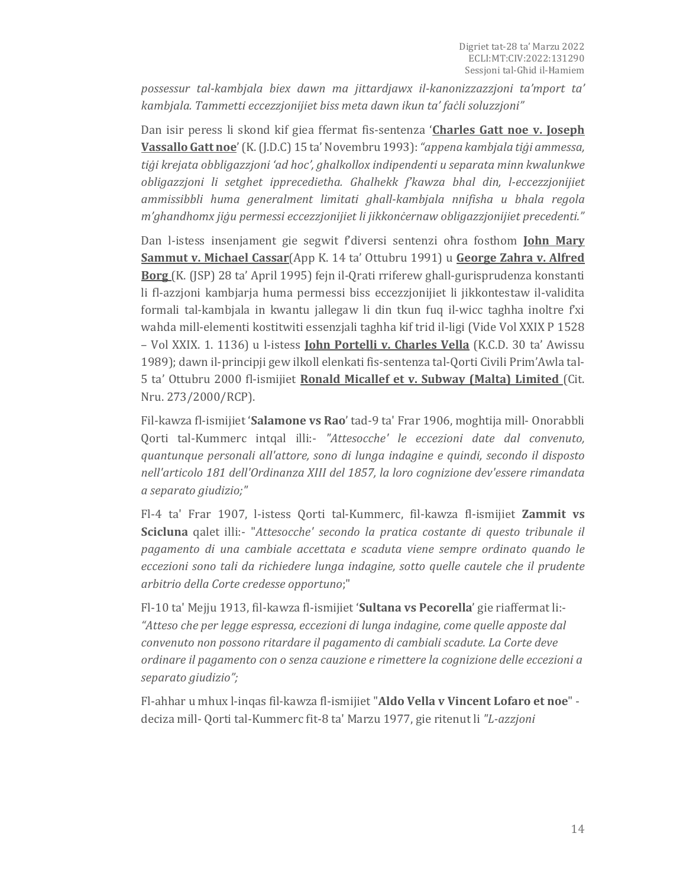*possessur tal-kambjala biex dawn ma jittardjawx il-kanonizzazzjoni ta'mport ta' kambjala. Tammetti eccezzjonijiet biss meta dawn ikun ta' faċli soluzzjoni"*

Dan isir peress li skond kif giea ffermat fis-sentenza '**Charles Gatt noe v. Joseph Vassallo Gatt noe**' (K. (J.D.C) 15 ta' Novembru 1993): *"appena kambjala tiġi ammessa, tiġi krejata obbligazzjoni 'ad hoc', ghalkollox indipendenti u separata minn kwalunkwe obligazzjoni li setghet ippreċediethha. Ghalhekk f'kawza bhal din, l-eccezzjonijiet ammissibbli huma generalment limitati ghall-kambjala nnifisha u bhala regola m'ghandhomx jiġu permessi eccezzjonijiet li jikkonċernaw obligazzjonijiet precedenti."*

Dan l-istess insenjament gie segwit f'diversi sentenzi oħra fosthom **John Mary Sammut v. Michael Cassar**(App K. 14 ta' Ottubru 1991) u **George Zahra v. Alfred Borg** (K. (JSP) 28 ta' April 1995) fejn il-Qrati rriferew ghall-gurisprudenza konstanti li fl-azzjoni kambjarja huma permessi biss eccezzjonijiet li jikkontestaw il-validita formali tal-kambjala in kwantu jallegaw li din tkun fuq il-wicc taghha inoltre f'xi wahda mill-elementi kostitwiti essenzjali taghha kif trid il-ligi (Vide Vol XXIX P 1528 – Vol XXIX. 1. 1136) u l-istess **John Portelli v. Charles Vella** (K.C.D. 30 ta' Awissu 1989); dawn il-principji gew ilkoll elenkati fis-sentenza tal-Qorti Civili Prim'Awla tal-5 ta' Ottubru 2000 fl-ismijiet **Ronald Micallef et v. Subway (Malta) Limited** (Cit. Nru. 273/2000/RCP).

Fil-kawza fl-ismijiet '**Salamone vs Rao**' tad-9 ta' Frar 1906, moghtija mill- Onorabbli Qorti tal-Kummerc intqal illi:- *"Attesocche' le eccezioni date dal convenuto, quantunque personali all'attore, sono di lunga indagine e quindi, secondo il disposto nell'articolo 181 dell'Ordinanza XIII del 1857, la loro cognizione dev'essere rimandata a separato giudizio;"*

Fl-4 ta' Frar 1907, l-istess Qorti tal-Kummerc, fil-kawza fl-ismijiet **Zammit vs Scicluna** qalet illi:- "*Attesocche' secondo la pratica costante di questo tribunale il pagamento di una cambiale accettata e scaduta viene sempre ordinato quando le eccezioni sono tali da richiedere lunga indagine, sotto quelle cautele che il prudente arbitrio della Corte credesse opportuno*;"

Fl-10 ta' Mejju 1913, fil-kawza fl-ismijiet '**Sultana vs Pecorella**' gie riaffermat li:- *"Atteso che per legge espressa, eccezioni di lunga indagine, come quelle apposte dal convenuto non possono ritardare il pagamento di cambiali scadute. La Corte deve ordinare il pagamento con o senza cauzione e rimettere la cognizione delle eccezioni a separato giudizio";*

Fl-ahhar u mhux l-inqas fil-kawza fl-ismijiet "**Aldo Vella v Vincent Lofaro et noe**" - deciza mill- Qorti tal-Kummerc fit-8 ta' Marzu 1977, gie ritenut li *"L-azzjoni*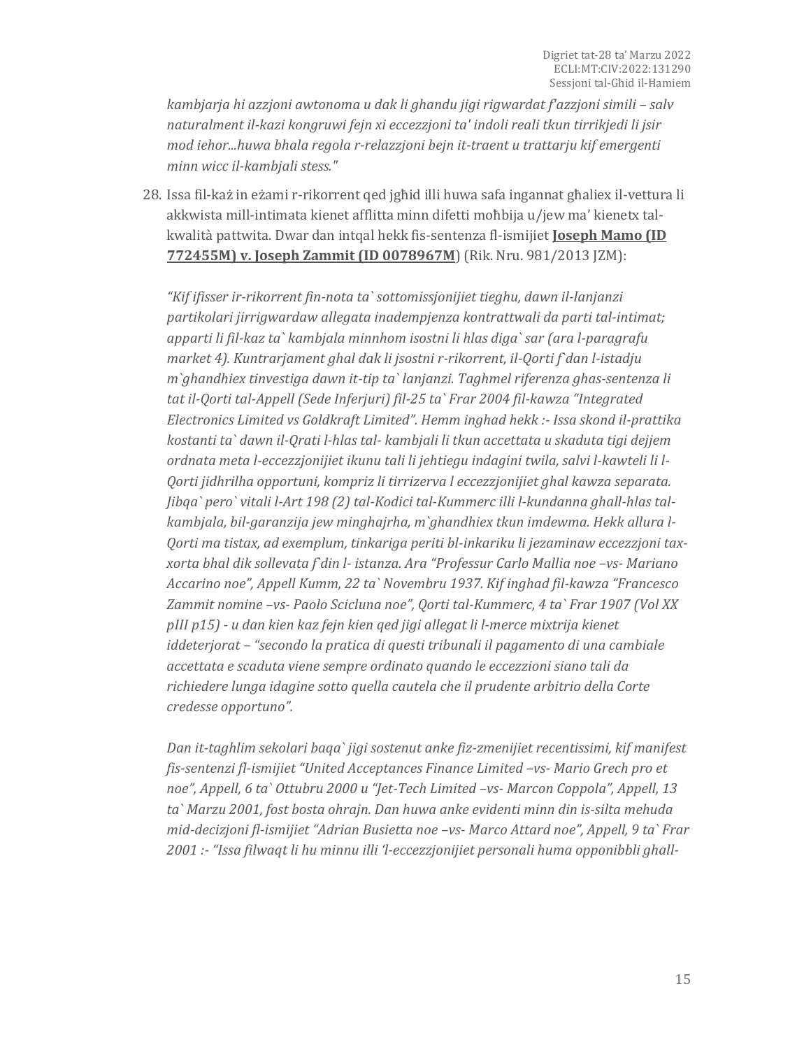*kambjarja hi azzjoni awtonoma u dak li ghandu jigi rigwardat f'azzjoni simili – salv naturalment il-kazi kongruwi fejn xi eccezzjoni ta' indoli reali tkun tirrikjedi li jsir mod iehor...huwa bhala regola r-relazzjoni bejn it-traent u trattarju kif emergenti minn wicc il-kambjali stess."*

28. Issa fil-każ in eżami r-rikorrent qed jgħid illi huwa safa ingannat għaliex il-vettura li akkwista mill-intimata kienet afflitta minn difetti moħbija u/jew ma' kienetx tal-kwalità pattwita. Dwar dan intqal hekk fis-sentenza fl-ismijiet **Joseph Mamo (ID 772455M) v. Joseph Zammit (ID 0078967M)** (Rik. Nru. 981/2013 JZM):

*"Kif ifisser ir-rikorrent fin-nota ta` sottomissjonijiet tieghu, dawn il-lanjanzi partikolari jirrigwardaw allegata inadempjenza kontrattwali da parti tal-intimat; apparti li fil-kaz ta` kambjala minnhom isostni li hlas diga` sar (ara l-paragrafu market 4). Kuntrarjament ghal dak li jsostni r-rikorrent, il-Qorti f`dan l-istadju m`ghandhiex tinvestiga dawn it-tip ta` lanjanzi. Taghmel riferenza ghas-sentenza li tat il-Qorti tal-Appell (Sede Inferjuri) fil-25 ta` Frar 2004 fil-kawza "Integrated Electronics Limited vs Goldkraft Limited". Hemm inghad hekk :- Issa skond il-prattika kostanti ta` dawn il-Qrati l-hlas tal- kambjali li tkun accettata u skaduta tigi dejjem ordnata meta l-eccezzjonijiet ikunu tali li jehtiegu indagini twila, salvi l-kawteli li l-Qorti jidhrilha opportuni, kompriz li tirrizerva l eccezzjonijiet ghal kawza separata. Jibqa` pero` vitali l-Art 198 (2) tal-Kodici tal-Kummerc illi l-kundanna ghall-hlas tal-kambjala, bil-garanzija jew minghajrha, m`ghandhiex tkun imdewma. Hekk allura l-Qorti ma tistax, ad exemplum, tinkariga periti bl-inkariku li jezaminaw eccezzjoni tax-xorta bhal dik sollevata f`din l- istanza. Ara "Professur Carlo Mallia noe –vs- Mariano Accarino noe", Appell Kumm, 22 ta` Novembru 1937. Kif inghad fil-kawza "Francesco Zammit nomine –vs- Paolo Scicluna noe", Qorti tal-Kummerc, 4 ta` Frar 1907 (Vol XX pIII p15) - u dan kien kaz fejn kien qed jigi allegat li l-merce mixtrija kienet iddeterjorat – "secondo la pratica di questi tribunali il pagamento di una cambiale accettata e scaduta viene sempre ordinato quando le eccezzioni siano tali da richiedere lunga idagine sotto quella cautela che il prudente arbitrio della Corte credesse opportuno".*

*Dan it-taghlim sekolari baqa` jigi sostenut anke fiz-zmenijiet recentissimi, kif manifest fis-sentenzi fl-ismijiet "United Acceptances Finance Limited –vs- Mario Grech pro et noe", Appell, 6 ta` Ottubru 2000 u "Jet-Tech Limited –vs- Marcon Coppola", Appell, 13 ta` Marzu 2001, fost bosta ohrajn. Dan huwa anke evidenti minn din is-silta mehuda mid-decizjoni fl-ismijiet "Adrian Busietta noe –vs- Marco Attard noe", Appell, 9 ta` Frar 2001 :- "Issa filwaqt li hu minnu illi 'l-eccezzjonijiet personali huma opponibbli ghall-*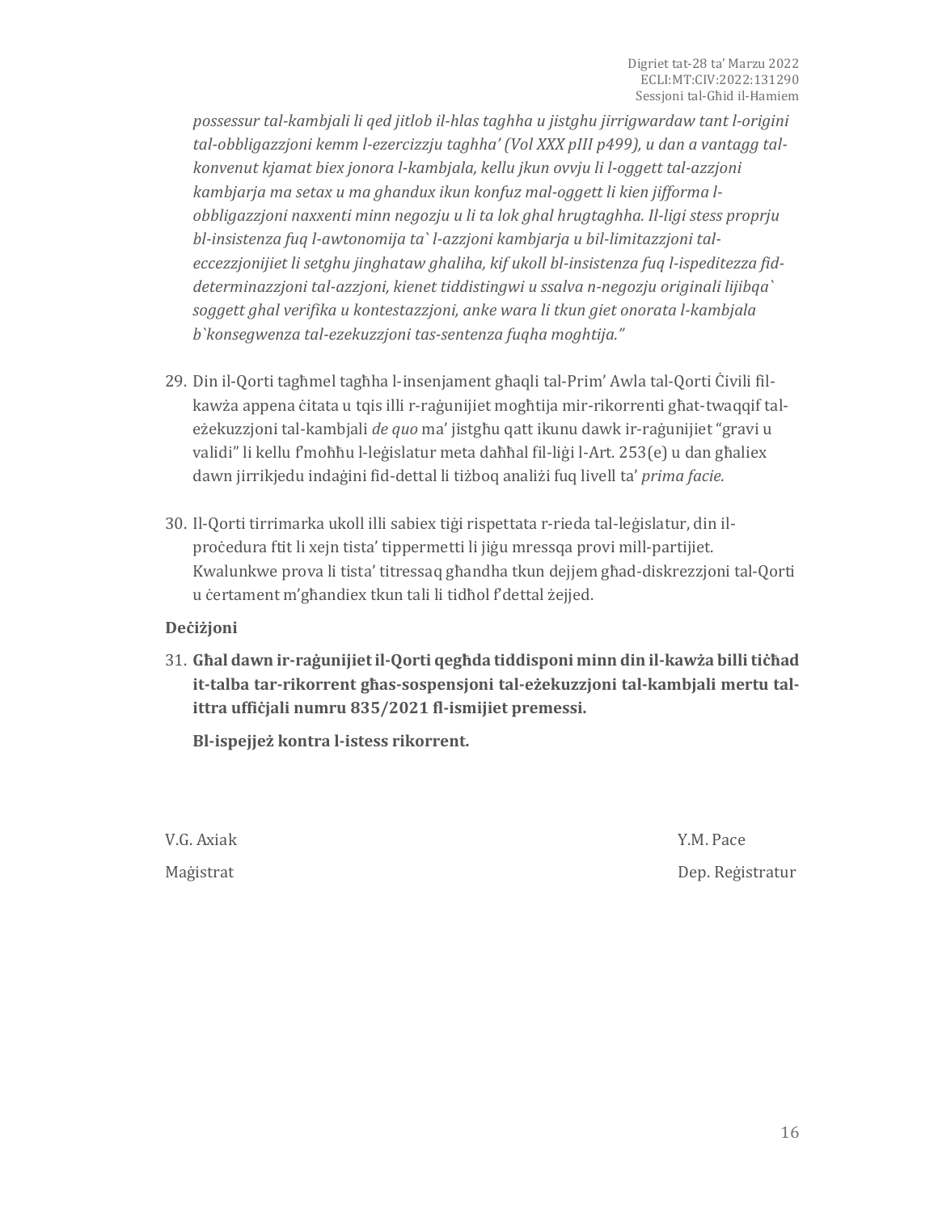*possessur tal-kambjali li qed jitlob il-hlas taghha u jistghu jirrigwardaw tant l-origini tal-obbligazzjoni kemm l-ezercizzju taghha' (Vol XXX pIII p499), u dan a vantagg tal-konvenut kjamat biex jonora l-kambjala, kellu jkun ovvju li l-oggett tal-azzjoni kambjarja ma setax u ma ghandux ikun konfuz mal-oggett li kien jifforma l-obbligazzjoni naxxenti minn negozju u li ta lok ghal hrugtaghha. Il-ligi stess proprju bl-insistenza fuq l-awtonomija ta` l-azzjoni kambjarja u bil-limitazzjoni tal-eccezzjonijiet li setghu jinghataw ghaliha, kif ukoll bl-insistenza fuq l-ispeditezza fid-determinazzjoni tal-azzjoni, kienet tiddistingwi u ssalva n-negozju originali lijibqa` soggett ghal verifika u kontestazzjoni, anke wara li tkun giet onorata l-kambjala b`konsegwenza tal-ezekuzzjoni tas-sentenza fuqha moghtija."*

29. Din il-Qorti tagħmel tagħha l-insenjament għaqli tal-Prim' Awla tal-Qorti Ċivili fil-kawża appena ċitata u tqis illi r-raġunijiet mogħtija mir-rikorrenti għat-twaqqif tal-eżekuzzjoni tal-kambjali *de quo* ma' jistgħu qatt ikunu dawk ir-raġunijiet "gravi u validi" li kellu f'moħħu l-leġislatur meta daħħal fil-liġi l-Art. 253(e) u dan għaliex dawn jirrikjedu indaġini fid-dettal li tiżboq analiżi fuq livell ta' *prima facie.*

30. Il-Qorti tirrimarka ukoll illi sabiex tiġi rispettata r-rieda tal-leġislatur, din il-proċedura ftit li xejn tista' tippermetti li jiġu mressqa provi mill-partijiet. Kwalunkwe prova li tista' titressaq għandha tkun dejjem għad-diskrezzjoni tal-Qorti u ċertament m'għandiex tkun tali li tidħol f'dettal żejjed.

**Deċiżjoni**

31. **Għal dawn ir-raġunijiet il-Qorti qegħda tiddisponi minn din il-kawża billi tiċħad it-talba tar-rikorrent għas-sospensjoni tal-eżekuzzjoni tal-kambjali mertu tal-ittra uffiċjali numru 835/2021 fl-ismijiet premessi.**

    **Bl-ispejjeż kontra l-istess rikorrent.**

V.G. Axiak
Maġistrat

Y.M. Pace
Dep. Reġistratur